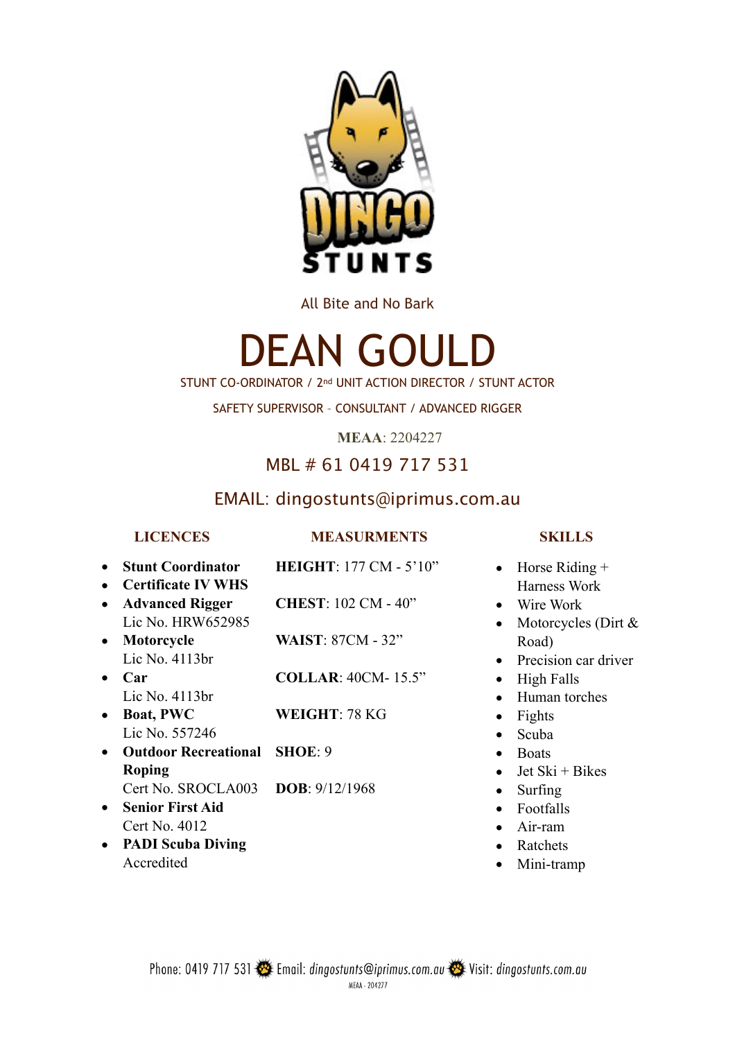DINGO STUNTS

All Bite and No Bark

# DEAN GOULD

STUNT CO-ORDINATOR / 2nd UNIT ACTION DIRECTOR / STUNT ACTOR

SAFETY SUPERVISOR – CONSULTANT / ADVANCED RIGGER

**MEAA**: 2204227

MBL # 61 0419 717 531

EMAIL: dingostunts@iprimus.com.au

## LICENCES

- **Stunt Coordinator**
- **Certificate IV WHS**
- **Advanced Rigger**
  Lic No. HRW652985
- **Motorcycle**
  Lic No. 4113br
- **Car**
  Lic No. 4113br
- **Boat, PWC**
  Lic No. 557246
- **Outdoor Recreational Roping**
  Cert No. SROCLA003
- **Senior First Aid**
  Cert No. 4012
- **PADI Scuba Diving**
  Accredited

## MEASURMENTS

**HEIGHT**: 177 CM - 5'10"

**CHEST**: 102 CM - 40"

**WAIST**: 87CM - 32"

**COLLAR**: 40CM- 15.5"

**WEIGHT**: 78 KG

**SHOE**: 9

**DOB**: 9/12/1968

## SKILLS

- Horse Riding + Harness Work
- Wire Work
- Motorcycles (Dirt & Road)
- Precision car driver
- High Falls
- Human torches
- Fights
- Scuba
- Boats
- Jet Ski + Bikes
- Surfing
- Footfalls
- Air-ram
- Ratchets
- Mini-tramp

Phone: 0419 717 531 Email: *dingostunts@iprimus.com.au* Visit: *dingostunts.com.au*

MEAA - 204277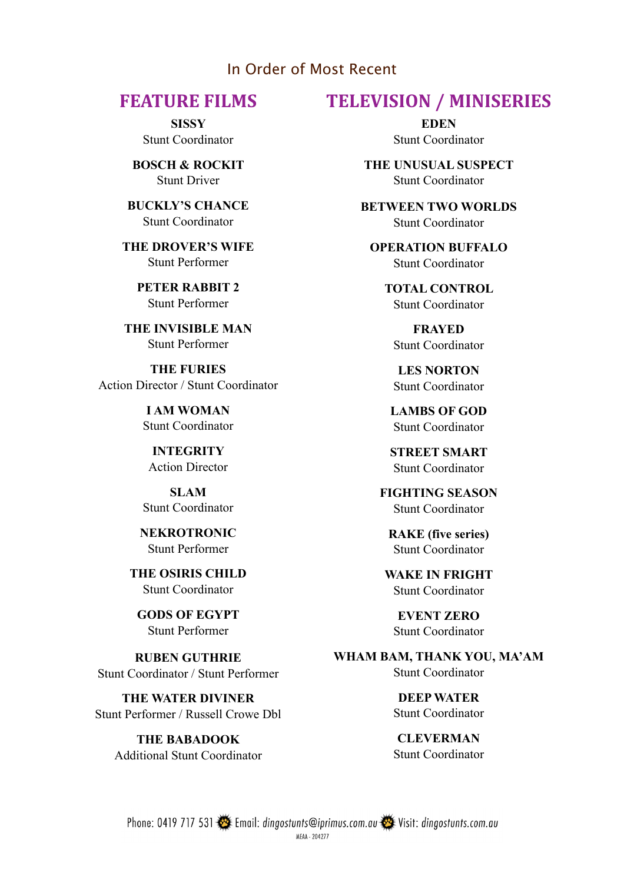In Order of Most Recent

## FEATURE FILMS

**SISSY**
Stunt Coordinator

**BOSCH & ROCKIT**
Stunt Driver

**BUCKLY'S CHANCE**
Stunt Coordinator

**THE DROVER'S WIFE**
Stunt Performer

**PETER RABBIT 2**
Stunt Performer

**THE INVISIBLE MAN**
Stunt Performer

**THE FURIES**
Action Director / Stunt Coordinator

**I AM WOMAN**
Stunt Coordinator

**INTEGRITY**
Action Director

**SLAM**
Stunt Coordinator

**NEKROTRONIC**
Stunt Performer

**THE OSIRIS CHILD**
Stunt Coordinator

**GODS OF EGYPT**
Stunt Performer

**RUBEN GUTHRIE**
Stunt Coordinator / Stunt Performer

**THE WATER DIVINER**
Stunt Performer / Russell Crowe Dbl

**THE BABADOOK**
Additional Stunt Coordinator

## TELEVISION / MINISERIES

**EDEN**
Stunt Coordinator

**THE UNUSUAL SUSPECT**
Stunt Coordinator

**BETWEEN TWO WORLDS**
Stunt Coordinator

**OPERATION BUFFALO**
Stunt Coordinator

**TOTAL CONTROL**
Stunt Coordinator

**FRAYED**
Stunt Coordinator

**LES NORTON**
Stunt Coordinator

**LAMBS OF GOD**
Stunt Coordinator

**STREET SMART**
Stunt Coordinator

**FIGHTING SEASON**
Stunt Coordinator

**RAKE (five series)**
Stunt Coordinator

**WAKE IN FRIGHT**
Stunt Coordinator

**EVENT ZERO**
Stunt Coordinator

**WHAM BAM, THANK YOU, MA'AM**
Stunt Coordinator

**DEEP WATER**
Stunt Coordinator

**CLEVERMAN**
Stunt Coordinator

Phone: 0419 717 531 Email: *dingostunts@iprimus.com.au* Visit: *dingostunts.com.au*

MEAA - 204277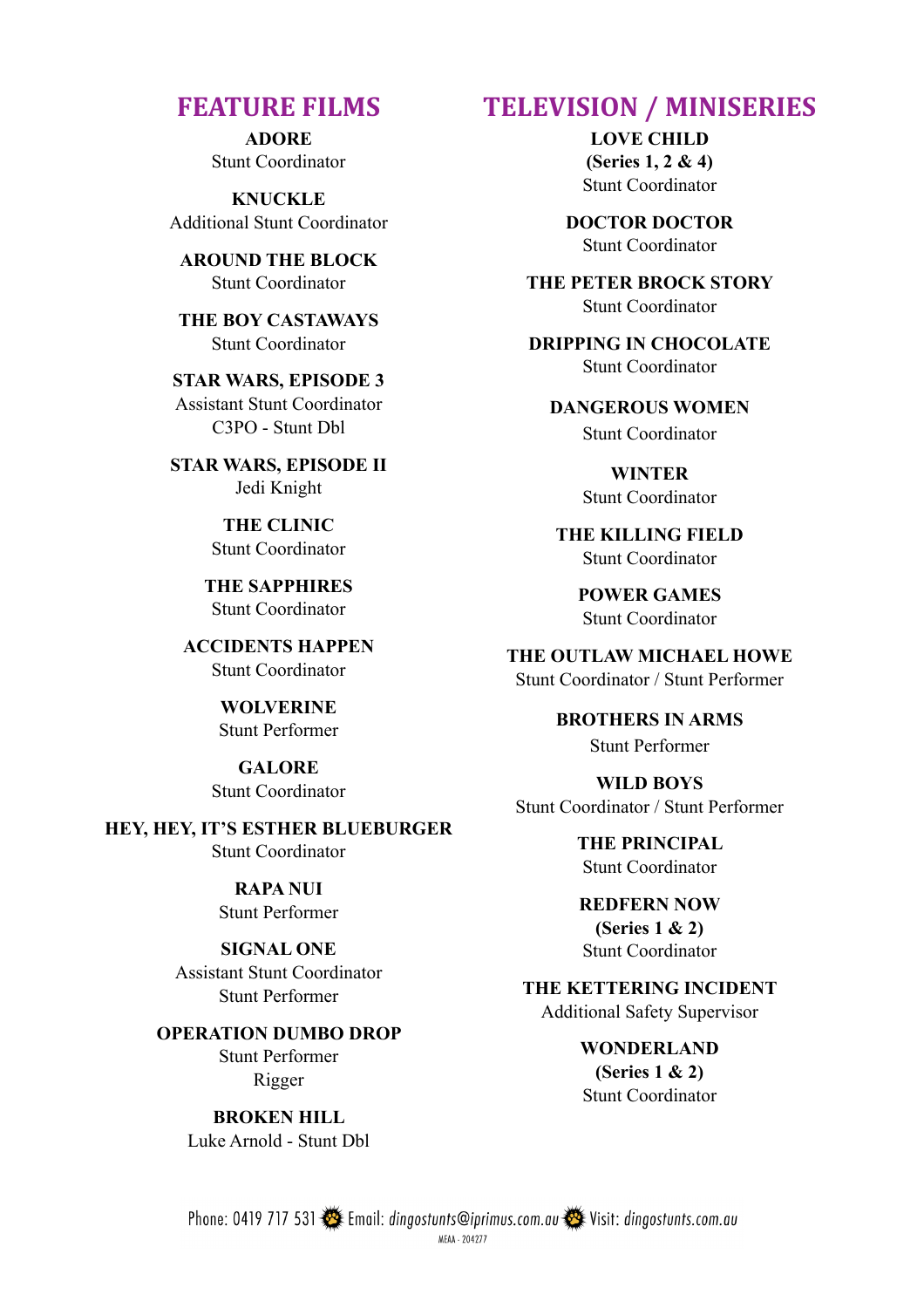## FEATURE FILMS

**ADORE**
Stunt Coordinator

**KNUCKLE**
Additional Stunt Coordinator

**AROUND THE BLOCK**
Stunt Coordinator

**THE BOY CASTAWAYS**
Stunt Coordinator

**STAR WARS, EPISODE 3**
Assistant Stunt Coordinator
C3PO - Stunt Dbl

**STAR WARS, EPISODE II**
Jedi Knight

**THE CLINIC**
Stunt Coordinator

**THE SAPPHIRES**
Stunt Coordinator

**ACCIDENTS HAPPEN**
Stunt Coordinator

**WOLVERINE**
Stunt Performer

**GALORE**
Stunt Coordinator

**HEY, HEY, IT'S ESTHER BLUEBURGER**
Stunt Coordinator

**RAPA NUI**
Stunt Performer

**SIGNAL ONE**
Assistant Stunt Coordinator
Stunt Performer

**OPERATION DUMBO DROP**
Stunt Performer
Rigger

**BROKEN HILL**
Luke Arnold - Stunt Dbl

## TELEVISION / MINISERIES

**LOVE CHILD**
**(Series 1, 2 & 4)**
Stunt Coordinator

**DOCTOR DOCTOR**
Stunt Coordinator

**THE PETER BROCK STORY**
Stunt Coordinator

**DRIPPING IN CHOCOLATE**
Stunt Coordinator

**DANGEROUS WOMEN**
Stunt Coordinator

**WINTER**
Stunt Coordinator

**THE KILLING FIELD**
Stunt Coordinator

**POWER GAMES**
Stunt Coordinator

**THE OUTLAW MICHAEL HOWE**
Stunt Coordinator / Stunt Performer

**BROTHERS IN ARMS**
Stunt Performer

**WILD BOYS**
Stunt Coordinator / Stunt Performer

**THE PRINCIPAL**
Stunt Coordinator

**REDFERN NOW**
**(Series 1 & 2)**
Stunt Coordinator

**THE KETTERING INCIDENT**
Additional Safety Supervisor

**WONDERLAND**
**(Series 1 & 2)**
Stunt Coordinator

Phone: 0419 717 531 Email: *dingostunts@iprimus.com.au* Visit: *dingostunts.com.au*
MEAA - 204277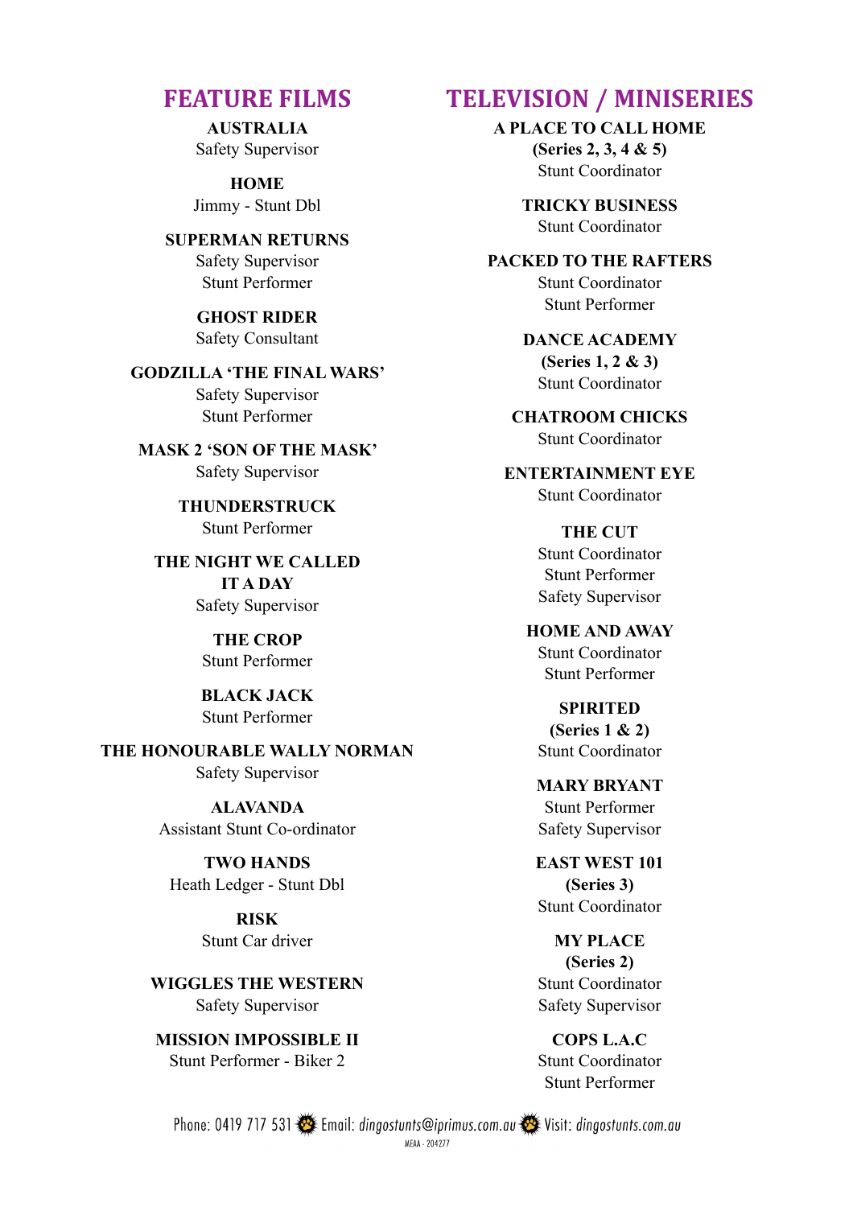## FEATURE FILMS

**AUSTRALIA**
Safety Supervisor

**HOME**
Jimmy - Stunt Dbl

**SUPERMAN RETURNS**
Safety Supervisor
Stunt Performer

**GHOST RIDER**
Safety Consultant

**GODZILLA 'THE FINAL WARS'**
Safety Supervisor
Stunt Performer

**MASK 2 'SON OF THE MASK'**
Safety Supervisor

**THUNDERSTRUCK**
Stunt Performer

**THE NIGHT WE CALLED IT A DAY**
Safety Supervisor

**THE CROP**
Stunt Performer

**BLACK JACK**
Stunt Performer

**THE HONOURABLE WALLY NORMAN**
Safety Supervisor

**ALAVANDA**
Assistant Stunt Co-ordinator

**TWO HANDS**
Heath Ledger - Stunt Dbl

**RISK**
Stunt Car driver

**WIGGLES THE WESTERN**
Safety Supervisor

**MISSION IMPOSSIBLE II**
Stunt Performer - Biker 2

## TELEVISION / MINISERIES

**A PLACE TO CALL HOME**
**(Series 2, 3, 4 & 5)**
Stunt Coordinator

**TRICKY BUSINESS**
Stunt Coordinator

**PACKED TO THE RAFTERS**
Stunt Coordinator
Stunt Performer

**DANCE ACADEMY**
**(Series 1, 2 & 3)**
Stunt Coordinator

**CHATROOM CHICKS**
Stunt Coordinator

**ENTERTAINMENT EYE**
Stunt Coordinator

**THE CUT**
Stunt Coordinator
Stunt Performer
Safety Supervisor

**HOME AND AWAY**
Stunt Coordinator
Stunt Performer

**SPIRITED**
**(Series 1 & 2)**
Stunt Coordinator

**MARY BRYANT**
Stunt Performer
Safety Supervisor

**EAST WEST 101**
**(Series 3)**
Stunt Coordinator

**MY PLACE**
**(Series 2)**
Stunt Coordinator
Safety Supervisor

**COPS L.A.C**
Stunt Coordinator
Stunt Performer

Phone: 0419 717 531 Email: *dingostunts@iprimus.com.au* Visit: *dingostunts.com.au*
MEAA - 204277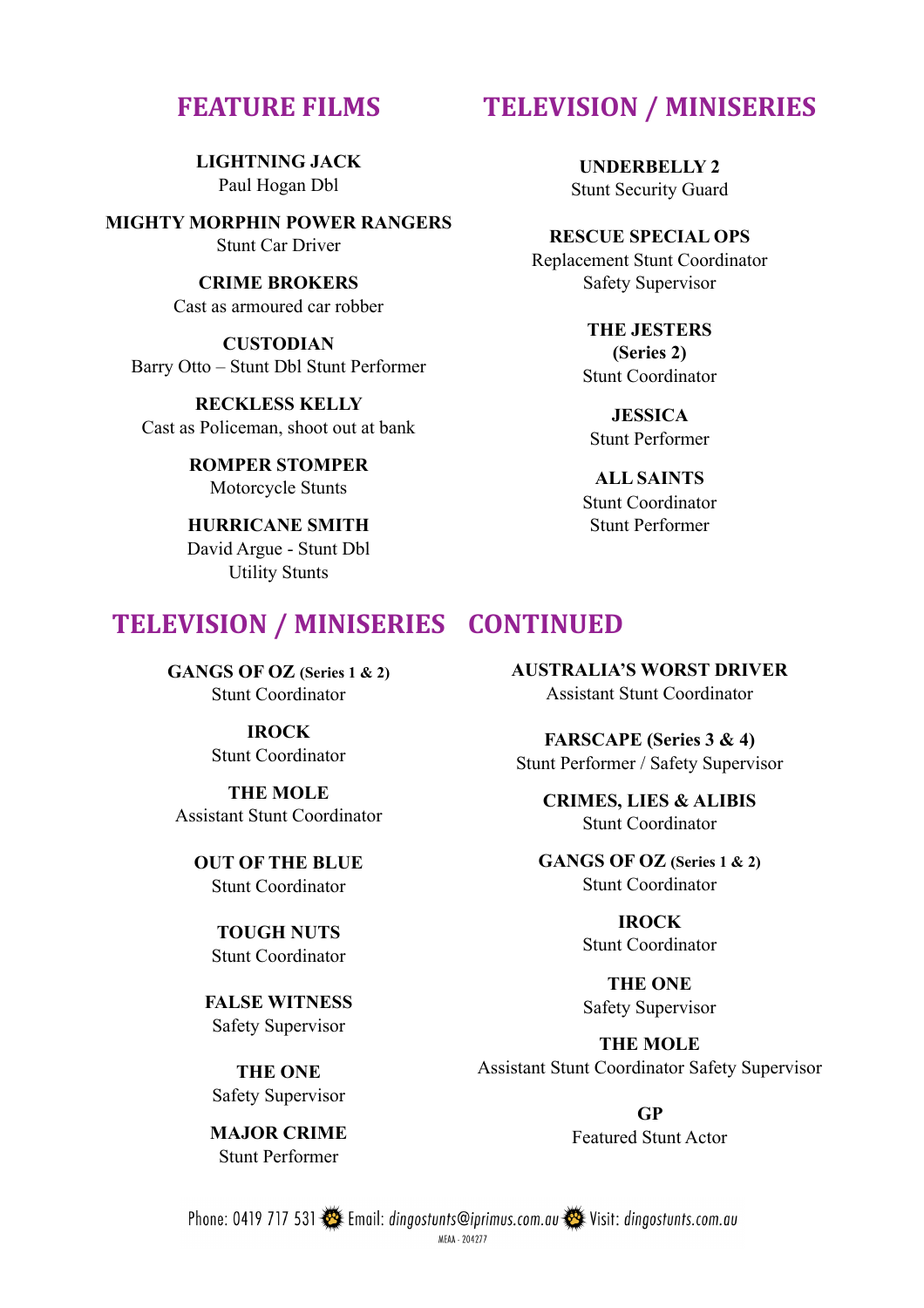## FEATURE FILMS

**LIGHTNING JACK**
Paul Hogan Dbl

**MIGHTY MORPHIN POWER RANGERS**
Stunt Car Driver

**CRIME BROKERS**
Cast as armoured car robber

**CUSTODIAN**
Barry Otto – Stunt Dbl Stunt Performer

**RECKLESS KELLY**
Cast as Policeman, shoot out at bank

**ROMPER STOMPER**
Motorcycle Stunts

**HURRICANE SMITH**
David Argue - Stunt Dbl
Utility Stunts

## TELEVISION / MINISERIES

**UNDERBELLY 2**
Stunt Security Guard

**RESCUE SPECIAL OPS**
Replacement Stunt Coordinator
Safety Supervisor

**THE JESTERS (Series 2)**
Stunt Coordinator

**JESSICA**
Stunt Performer

**ALL SAINTS**
Stunt Coordinator
Stunt Performer

## TELEVISION / MINISERIES CONTINUED

**GANGS OF OZ (Series 1 & 2)**
Stunt Coordinator

**IROCK**
Stunt Coordinator

**THE MOLE**
Assistant Stunt Coordinator

**OUT OF THE BLUE**
Stunt Coordinator

**TOUGH NUTS**
Stunt Coordinator

**FALSE WITNESS**
Safety Supervisor

**THE ONE**
Safety Supervisor

**MAJOR CRIME**
Stunt Performer

**AUSTRALIA'S WORST DRIVER**
Assistant Stunt Coordinator

**FARSCAPE (Series 3 & 4)**
Stunt Performer / Safety Supervisor

**CRIMES, LIES & ALIBIS**
Stunt Coordinator

**GANGS OF OZ (Series 1 & 2)**
Stunt Coordinator

**IROCK**
Stunt Coordinator

**THE ONE**
Safety Supervisor

**THE MOLE**
Assistant Stunt Coordinator Safety Supervisor

**GP**
Featured Stunt Actor

Phone: 0419 717 531 Email: *dingostunts@iprimus.com.au* Visit: *dingostunts.com.au*
MEAA - 204277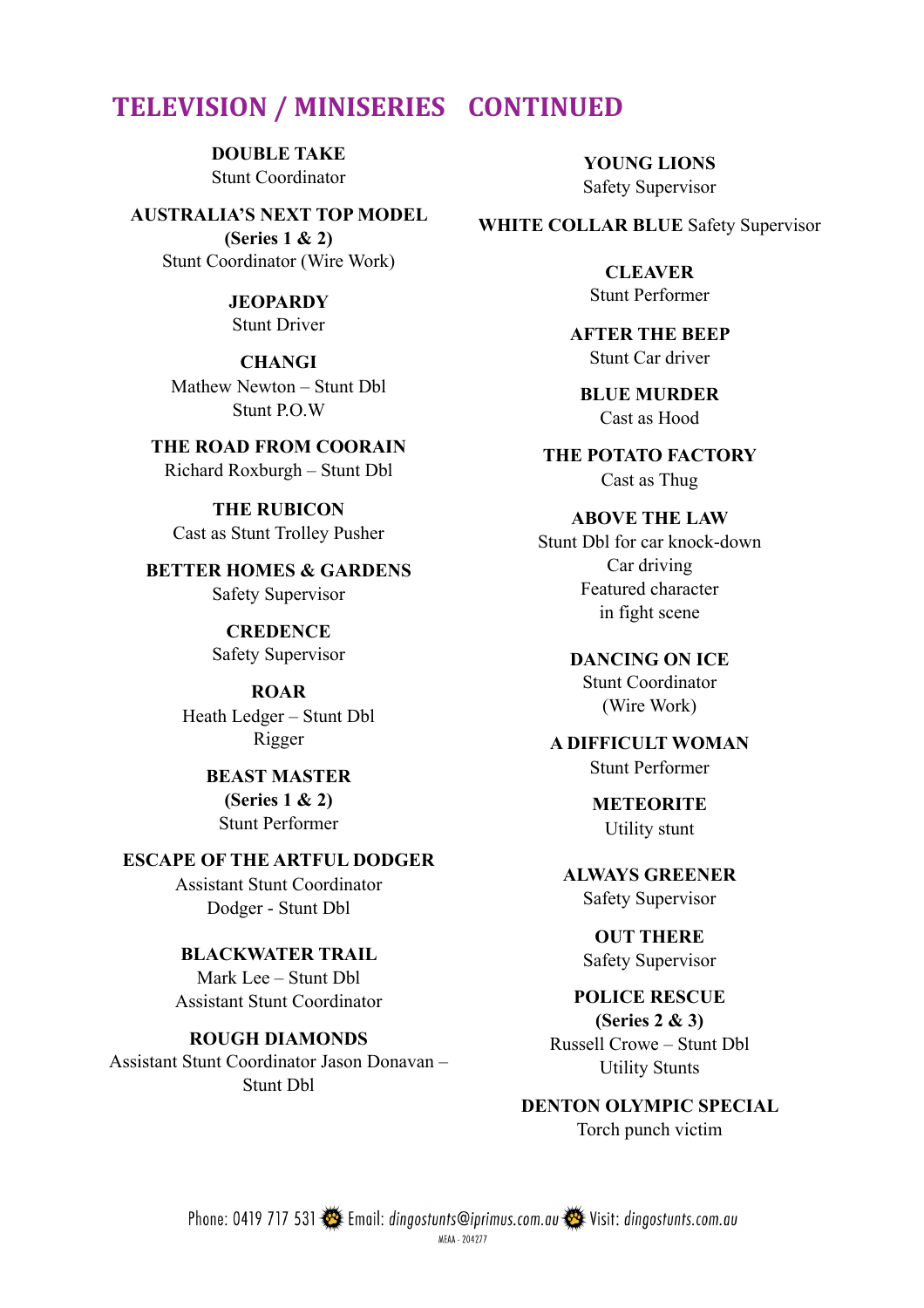## TELEVISION / MINISERIES CONTINUED

**DOUBLE TAKE**
Stunt Coordinator

**AUSTRALIA'S NEXT TOP MODEL (Series 1 & 2)**
Stunt Coordinator (Wire Work)

**JEOPARDY**
Stunt Driver

**CHANGI**
Mathew Newton – Stunt Dbl
Stunt P.O.W

**THE ROAD FROM COORAIN**
Richard Roxburgh – Stunt Dbl

**THE RUBICON**
Cast as Stunt Trolley Pusher

**BETTER HOMES & GARDENS**
Safety Supervisor

**CREDENCE**
Safety Supervisor

**ROAR**
Heath Ledger – Stunt Dbl
Rigger

**BEAST MASTER (Series 1 & 2)**
Stunt Performer

**ESCAPE OF THE ARTFUL DODGER**
Assistant Stunt Coordinator
Dodger - Stunt Dbl

**BLACKWATER TRAIL**
Mark Lee – Stunt Dbl
Assistant Stunt Coordinator

**ROUGH DIAMONDS**
Assistant Stunt Coordinator Jason Donavan – Stunt Dbl

**YOUNG LIONS**
Safety Supervisor

**WHITE COLLAR BLUE** Safety Supervisor

**CLEAVER**
Stunt Performer

**AFTER THE BEEP**
Stunt Car driver

**BLUE MURDER**
Cast as Hood

**THE POTATO FACTORY**
Cast as Thug

**ABOVE THE LAW**
Stunt Dbl for car knock-down
Car driving
Featured character in fight scene

**DANCING ON ICE**
Stunt Coordinator (Wire Work)

**A DIFFICULT WOMAN**
Stunt Performer

**METEORITE**
Utility stunt

**ALWAYS GREENER**
Safety Supervisor

**OUT THERE**
Safety Supervisor

**POLICE RESCUE (Series 2 & 3)**
Russell Crowe – Stunt Dbl
Utility Stunts

**DENTON OLYMPIC SPECIAL**
Torch punch victim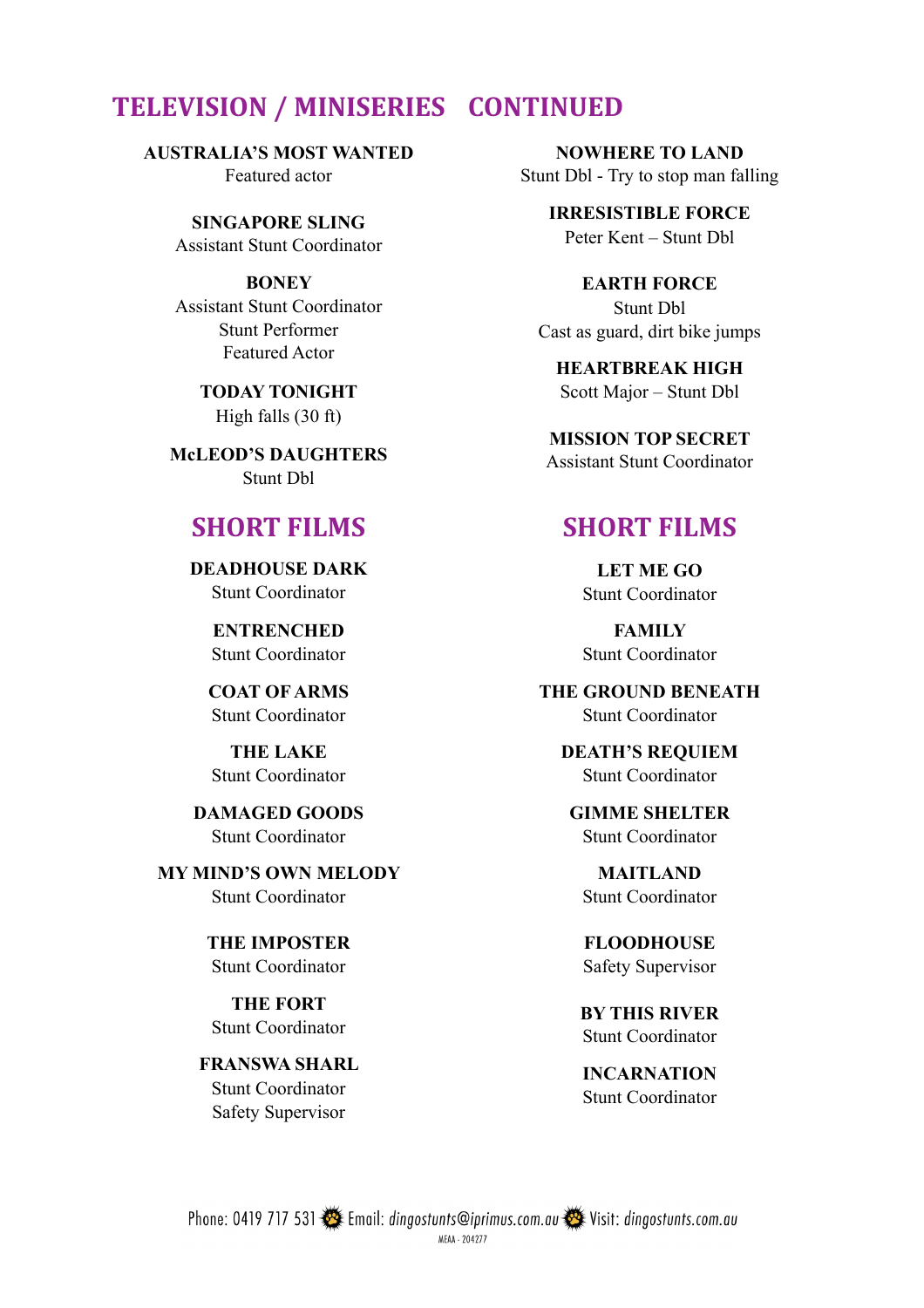## TELEVISION / MINISERIES CONTINUED

**AUSTRALIA'S MOST WANTED**
Featured actor

**SINGAPORE SLING**
Assistant Stunt Coordinator

**BONEY**
Assistant Stunt Coordinator
Stunt Performer
Featured Actor

**TODAY TONIGHT**
High falls (30 ft)

**McLEOD'S DAUGHTERS**
Stunt Dbl

**NOWHERE TO LAND**
Stunt Dbl - Try to stop man falling

**IRRESISTIBLE FORCE**
Peter Kent – Stunt Dbl

**EARTH FORCE**
Stunt Dbl
Cast as guard, dirt bike jumps

**HEARTBREAK HIGH**
Scott Major – Stunt Dbl

**MISSION TOP SECRET**
Assistant Stunt Coordinator

## SHORT FILMS

**DEADHOUSE DARK**
Stunt Coordinator

**ENTRENCHED**
Stunt Coordinator

**COAT OF ARMS**
Stunt Coordinator

**THE LAKE**
Stunt Coordinator

**DAMAGED GOODS**
Stunt Coordinator

**MY MIND'S OWN MELODY**
Stunt Coordinator

**THE IMPOSTER**
Stunt Coordinator

**THE FORT**
Stunt Coordinator

**FRANSWA SHARL**
Stunt Coordinator
Safety Supervisor

## SHORT FILMS

**LET ME GO**
Stunt Coordinator

**FAMILY**
Stunt Coordinator

**THE GROUND BENEATH**
Stunt Coordinator

**DEATH'S REQUIEM**
Stunt Coordinator

**GIMME SHELTER**
Stunt Coordinator

**MAITLAND**
Stunt Coordinator

**FLOODHOUSE**
Safety Supervisor

**BY THIS RIVER**
Stunt Coordinator

**INCARNATION**
Stunt Coordinator

Phone: 0419 717 531 Email: *dingostunts@iprimus.com.au* Visit: *dingostunts.com.au*
MEAA - 204277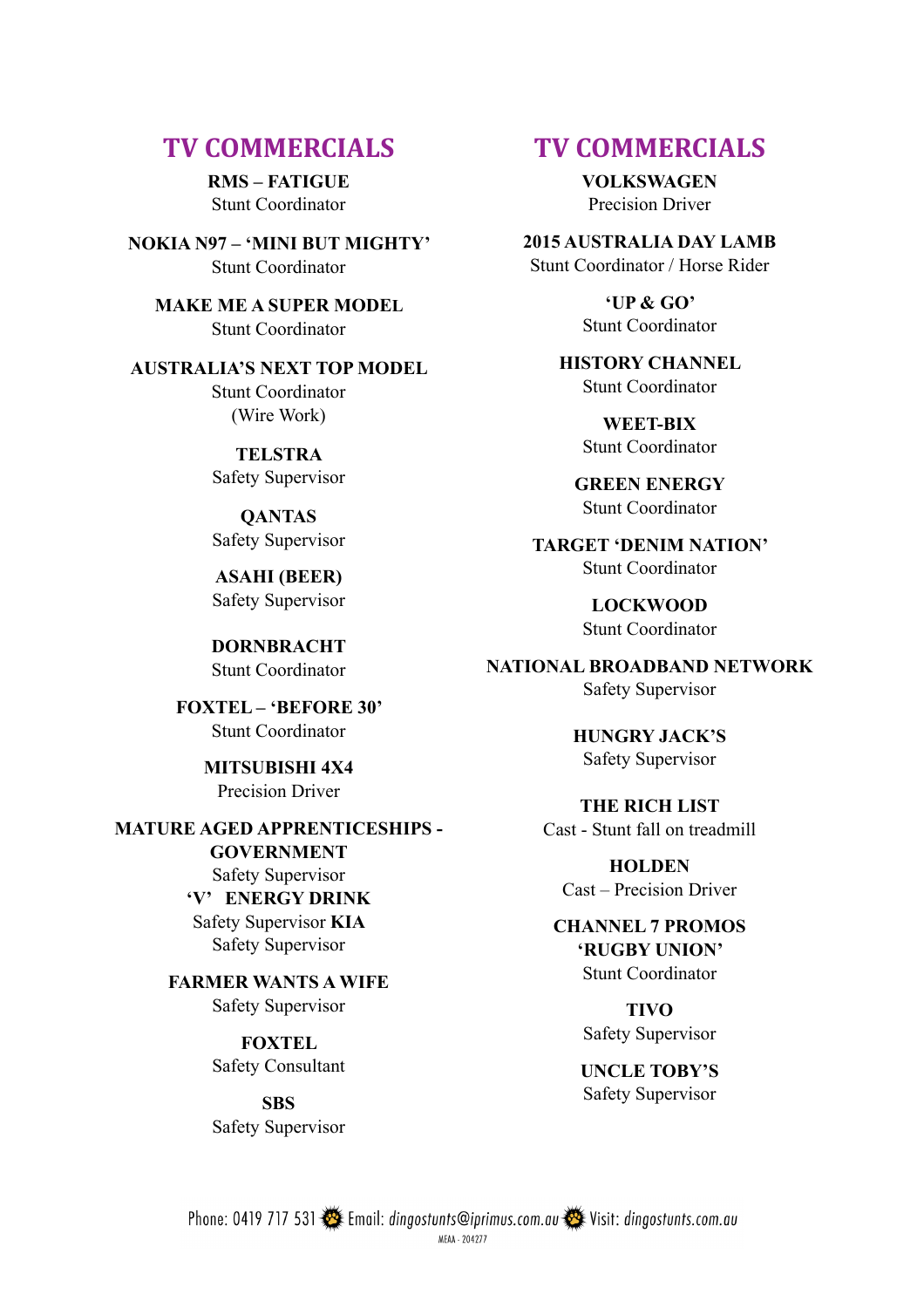## TV COMMERCIALS

**RMS – FATIGUE**
Stunt Coordinator

**NOKIA N97 – 'MINI BUT MIGHTY'**
Stunt Coordinator

**MAKE ME A SUPER MODEL**
Stunt Coordinator

**AUSTRALIA'S NEXT TOP MODEL**
Stunt Coordinator
(Wire Work)

**TELSTRA**
Safety Supervisor

**QANTAS**
Safety Supervisor

**ASAHI (BEER)**
Safety Supervisor

**DORNBRACHT**
Stunt Coordinator

**FOXTEL – 'BEFORE 30'**
Stunt Coordinator

**MITSUBISHI 4X4**
Precision Driver

**MATURE AGED APPRENTICESHIPS - GOVERNMENT**
Safety Supervisor

**'V' ENERGY DRINK**
Safety Supervisor

**KIA**
Safety Supervisor

**FARMER WANTS A WIFE**
Safety Supervisor

**FOXTEL**
Safety Consultant

**SBS**
Safety Supervisor

## TV COMMERCIALS

**VOLKSWAGEN**
Precision Driver

**2015 AUSTRALIA DAY LAMB**
Stunt Coordinator / Horse Rider

**'UP & GO'**
Stunt Coordinator

**HISTORY CHANNEL**
Stunt Coordinator

**WEET-BIX**
Stunt Coordinator

**GREEN ENERGY**
Stunt Coordinator

**TARGET 'DENIM NATION'**
Stunt Coordinator

**LOCKWOOD**
Stunt Coordinator

**NATIONAL BROADBAND NETWORK**
Safety Supervisor

**HUNGRY JACK'S**
Safety Supervisor

**THE RICH LIST**
Cast - Stunt fall on treadmill

**HOLDEN**
Cast – Precision Driver

**CHANNEL 7 PROMOS 'RUGBY UNION'**
Stunt Coordinator

**TIVO**
Safety Supervisor

**UNCLE TOBY'S**
Safety Supervisor

Phone: 0419 717 531 Email: *dingostunts@iprimus.com.au* Visit: *dingostunts.com.au*
MEAA - 204277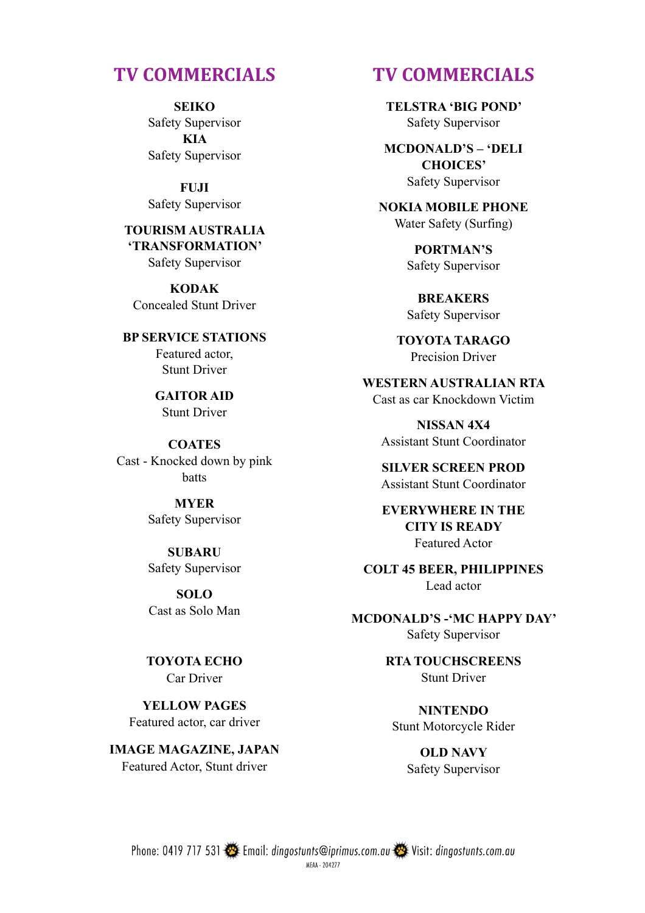## TV COMMERCIALS

**SEIKO**
Safety Supervisor

**KIA**
Safety Supervisor

**FUJI**
Safety Supervisor

**TOURISM AUSTRALIA 'TRANSFORMATION'**
Safety Supervisor

**KODAK**
Concealed Stunt Driver

**BP SERVICE STATIONS**
Featured actor,
Stunt Driver

**GAITOR AID**
Stunt Driver

**COATES**
Cast - Knocked down by pink batts

**MYER**
Safety Supervisor

**SUBARU**
Safety Supervisor

**SOLO**
Cast as Solo Man

**TOYOTA ECHO**
Car Driver

**YELLOW PAGES**
Featured actor, car driver

**IMAGE MAGAZINE, JAPAN**
Featured Actor, Stunt driver

## TV COMMERCIALS

**TELSTRA 'BIG POND'**
Safety Supervisor

**MCDONALD'S – 'DELI CHOICES'**
Safety Supervisor

**NOKIA MOBILE PHONE**
Water Safety (Surfing)

**PORTMAN'S**
Safety Supervisor

**BREAKERS**
Safety Supervisor

**TOYOTA TARAGO**
Precision Driver

**WESTERN AUSTRALIAN RTA**
Cast as car Knockdown Victim

**NISSAN 4X4**
Assistant Stunt Coordinator

**SILVER SCREEN PROD**
Assistant Stunt Coordinator

**EVERYWHERE IN THE CITY IS READY**
Featured Actor

**COLT 45 BEER, PHILIPPINES**
Lead actor

**MCDONALD'S -'MC HAPPY DAY'**
Safety Supervisor

**RTA TOUCHSCREENS**
Stunt Driver

**NINTENDO**
Stunt Motorcycle Rider

**OLD NAVY**
Safety Supervisor

Phone: 0419 717 531 Email: *dingostunts@iprimus.com.au* Visit: *dingostunts.com.au*
MEAA - 204277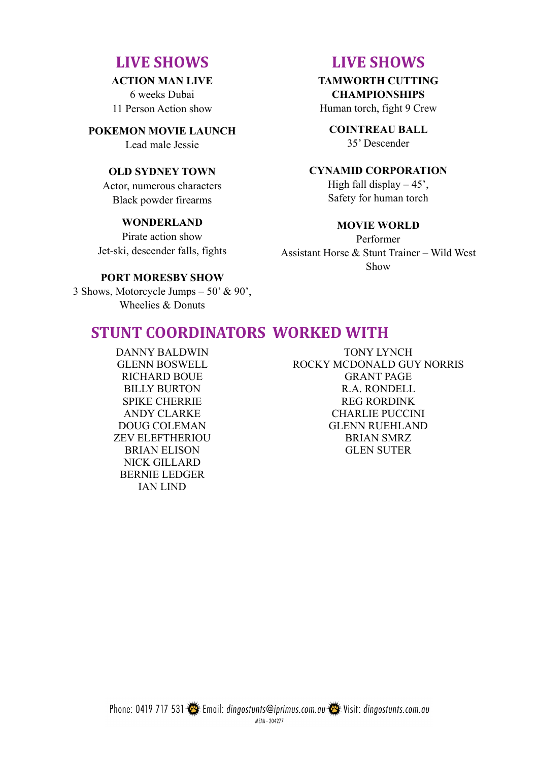## LIVE SHOWS

**ACTION MAN LIVE**
6 weeks Dubai
11 Person Action show

**POKEMON MOVIE LAUNCH**
Lead male Jessie

**OLD SYDNEY TOWN**
Actor, numerous characters
Black powder firearms

**WONDERLAND**
Pirate action show
Jet-ski, descender falls, fights

**PORT MORESBY SHOW**
3 Shows, Motorcycle Jumps – 50' & 90',
Wheelies & Donuts

## LIVE SHOWS

**TAMWORTH CUTTING CHAMPIONSHIPS**
Human torch, fight 9 Crew

**COINTREAU BALL**
35' Descender

**CYNAMID CORPORATION**
High fall display – 45',
Safety for human torch

**MOVIE WORLD**
Performer
Assistant Horse & Stunt Trainer – Wild West Show

## STUNT COORDINATORS WORKED WITH

DANNY BALDWIN
GLENN BOSWELL
RICHARD BOUE
BILLY BURTON
SPIKE CHERRIE
ANDY CLARKE
DOUG COLEMAN
ZEV ELEFTHERIOU
BRIAN ELISON
NICK GILLARD
BERNIE LEDGER
IAN LIND
TONY LYNCH
ROCKY MCDONALD GUY NORRIS
GRANT PAGE
R.A. RONDELL
REG RORDINK
CHARLIE PUCCINI
GLENN RUEHLAND
BRIAN SMRZ
GLEN SUTER

Phone: 0419 717 531 Email: *dingostunts@iprimus.com.au* Visit: *dingostunts.com.au*
MEAA - 204277